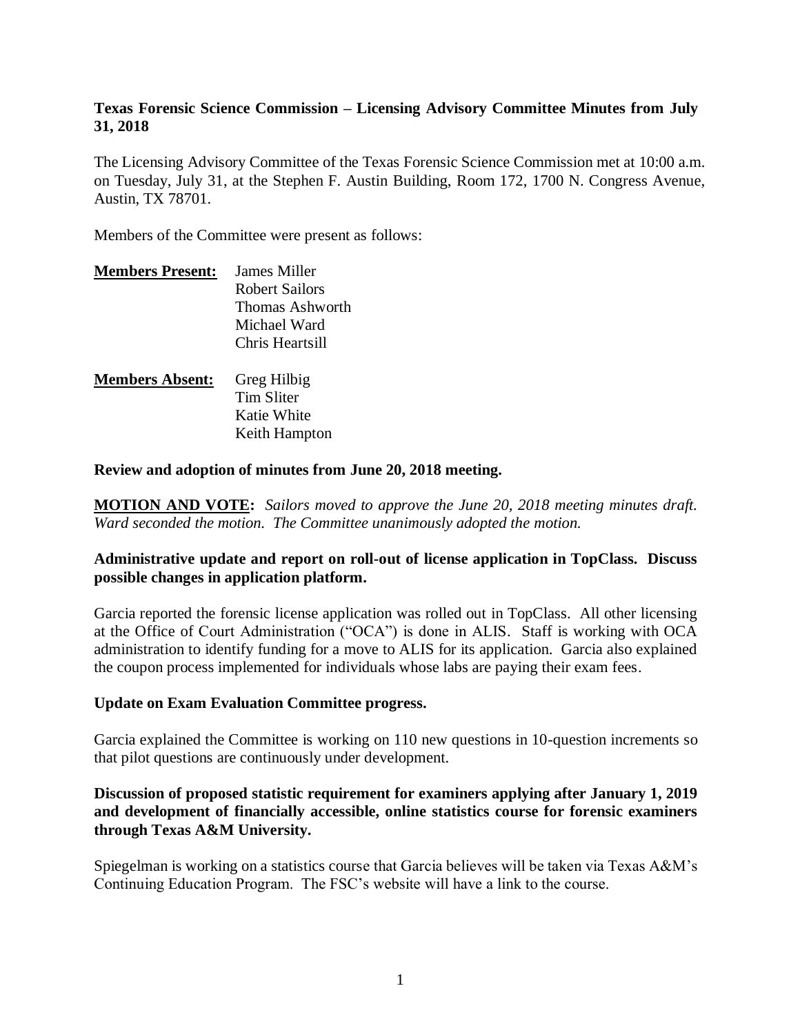**Texas Forensic Science Commission – Licensing Advisory Committee Minutes from July 31, 2018**

The Licensing Advisory Committee of the Texas Forensic Science Commission met at 10:00 a.m. on Tuesday, July 31, at the Stephen F. Austin Building, Room 172, 1700 N. Congress Avenue, Austin, TX 78701.

Members of the Committee were present as follows:

**Members Present:** James Miller
Robert Sailors
Thomas Ashworth
Michael Ward
Chris Heartsill

**Members Absent:** Greg Hilbig
Tim Sliter
Katie White
Keith Hampton

**Review and adoption of minutes from June 20, 2018 meeting.**

**MOTION AND VOTE:** *Sailors moved to approve the June 20, 2018 meeting minutes draft. Ward seconded the motion. The Committee unanimously adopted the motion.*

**Administrative update and report on roll-out of license application in TopClass. Discuss possible changes in application platform.**

Garcia reported the forensic license application was rolled out in TopClass. All other licensing at the Office of Court Administration ("OCA") is done in ALIS. Staff is working with OCA administration to identify funding for a move to ALIS for its application. Garcia also explained the coupon process implemented for individuals whose labs are paying their exam fees.

**Update on Exam Evaluation Committee progress.**

Garcia explained the Committee is working on 110 new questions in 10-question increments so that pilot questions are continuously under development.

**Discussion of proposed statistic requirement for examiners applying after January 1, 2019 and development of financially accessible, online statistics course for forensic examiners through Texas A&M University.**

Spiegelman is working on a statistics course that Garcia believes will be taken via Texas A&M's Continuing Education Program. The FSC's website will have a link to the course.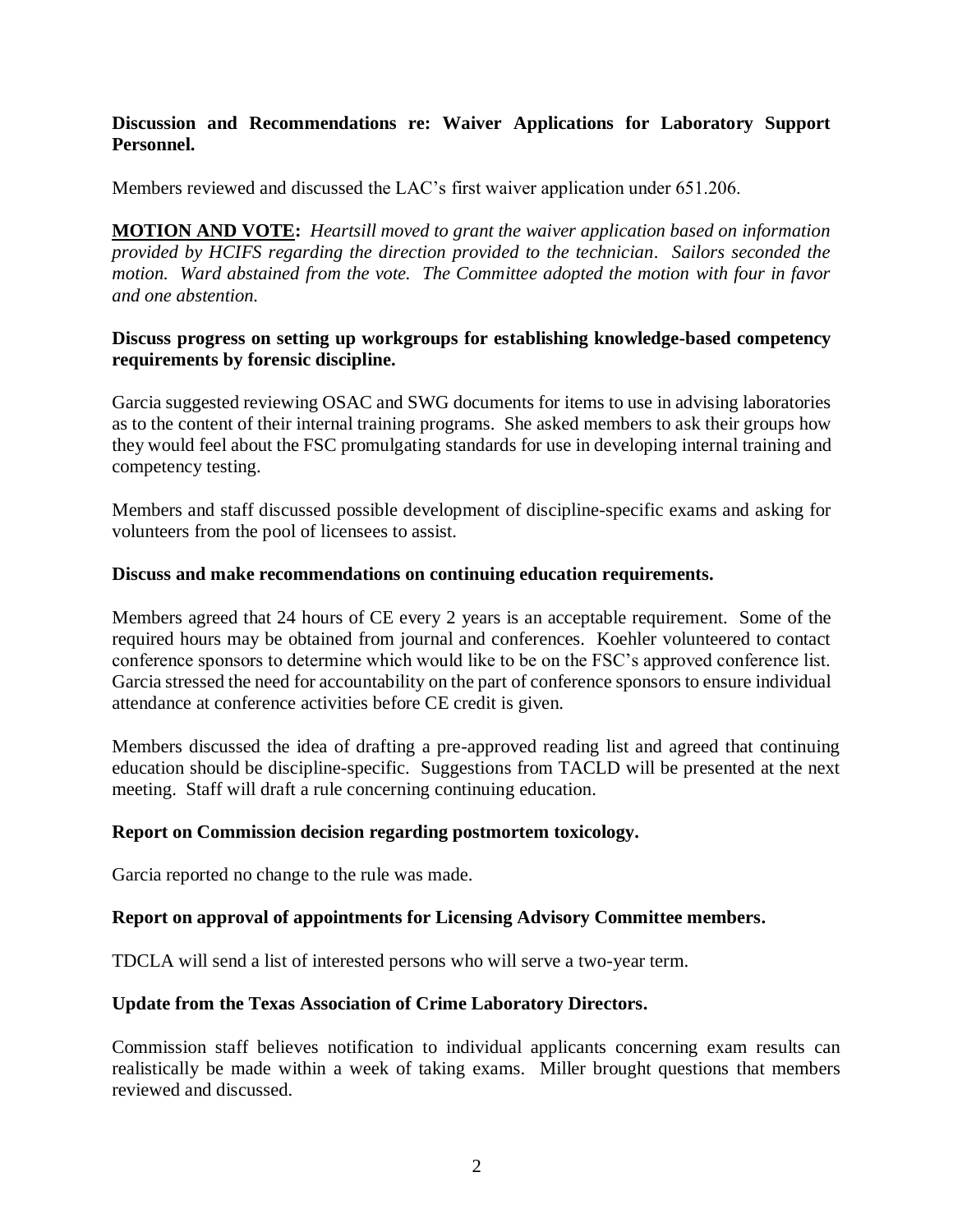**Discussion and Recommendations re: Waiver Applications for Laboratory Support Personnel.**

Members reviewed and discussed the LAC's first waiver application under 651.206.

**<u>MOTION AND VOTE</u>:** *Heartsill moved to grant the waiver application based on information provided by HCIFS regarding the direction provided to the technician. Sailors seconded the motion. Ward abstained from the vote. The Committee adopted the motion with four in favor and one abstention.*

**Discuss progress on setting up workgroups for establishing knowledge-based competency requirements by forensic discipline.**

Garcia suggested reviewing OSAC and SWG documents for items to use in advising laboratories as to the content of their internal training programs. She asked members to ask their groups how they would feel about the FSC promulgating standards for use in developing internal training and competency testing.

Members and staff discussed possible development of discipline-specific exams and asking for volunteers from the pool of licensees to assist.

**Discuss and make recommendations on continuing education requirements.**

Members agreed that 24 hours of CE every 2 years is an acceptable requirement. Some of the required hours may be obtained from journal and conferences. Koehler volunteered to contact conference sponsors to determine which would like to be on the FSC's approved conference list. Garcia stressed the need for accountability on the part of conference sponsors to ensure individual attendance at conference activities before CE credit is given.

Members discussed the idea of drafting a pre-approved reading list and agreed that continuing education should be discipline-specific. Suggestions from TACLD will be presented at the next meeting. Staff will draft a rule concerning continuing education.

**Report on Commission decision regarding postmortem toxicology.**

Garcia reported no change to the rule was made.

**Report on approval of appointments for Licensing Advisory Committee members.**

TDCLA will send a list of interested persons who will serve a two-year term.

**Update from the Texas Association of Crime Laboratory Directors.**

Commission staff believes notification to individual applicants concerning exam results can realistically be made within a week of taking exams. Miller brought questions that members reviewed and discussed.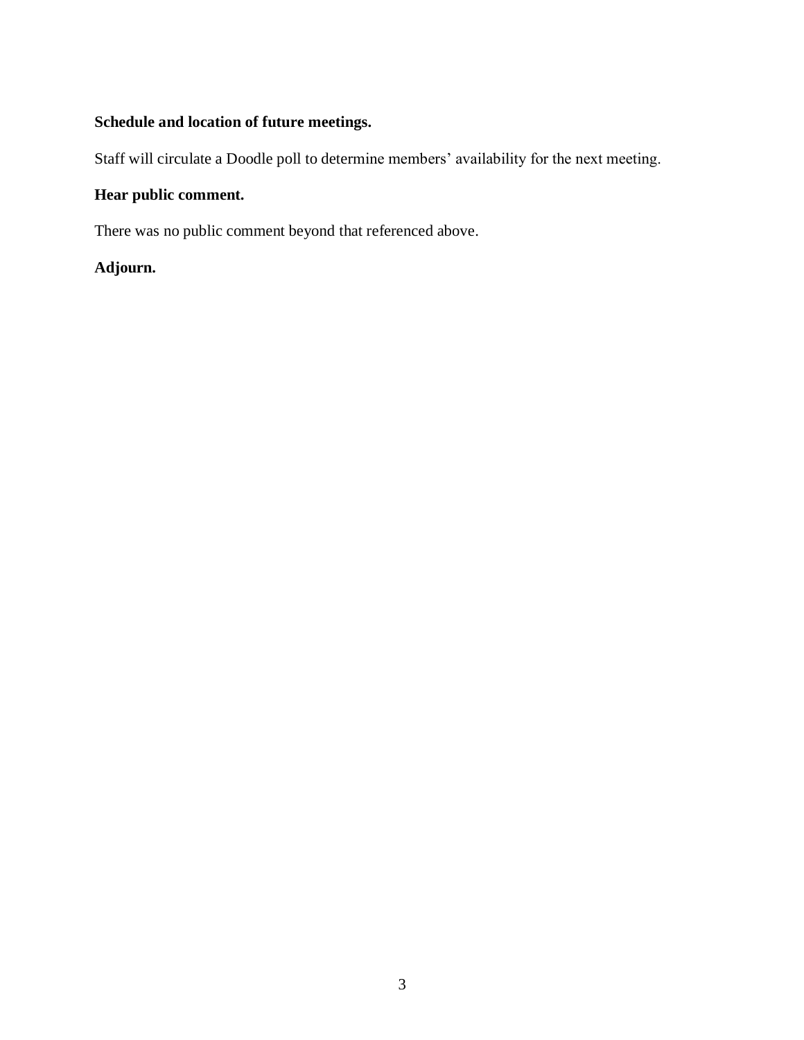**Schedule and location of future meetings.**

Staff will circulate a Doodle poll to determine members' availability for the next meeting.

**Hear public comment.**

There was no public comment beyond that referenced above.

**Adjourn.**